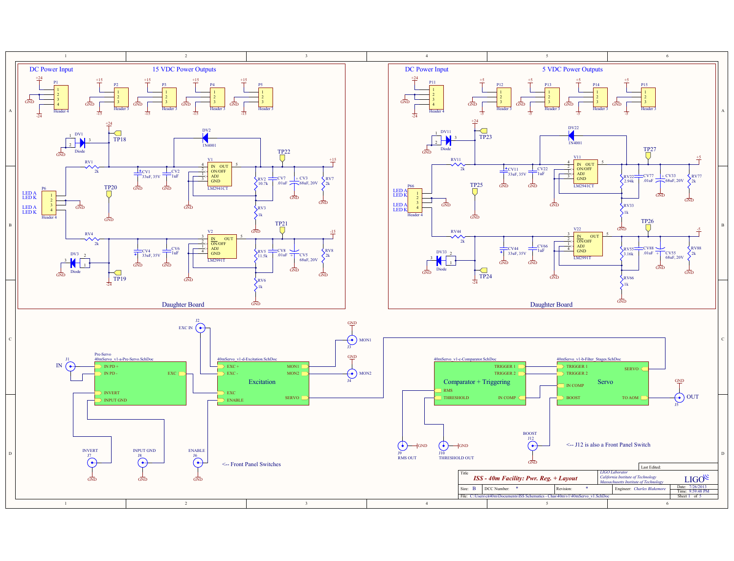## DC Power Input

## 15 VDC Power Outputs

P1 — Header 4: +24, GND, -24

P2 — Header 3: +15, GND, -15

P3 — Header 3: +15, GND, -15

P4 — Header 3: +15, GND, -15

P5 — Header 3: +15, GND, -15

DV1 Diode, TP18, +24, RV1 2k, DV2 1N4001, V1 LM2941CT (IN, OUT, ON/OFF, ADJ, GND), TP22, +15

CV1 33uF, 35V; CV2 1uF; RV2 10.7k; CV7 .01uF; CV3 68uF, 20V; RV7 2k; RV3 1k

P6 Header 4: LED A, LED K, LED A, LED K

TP20, TP21

RV4 2k, DV3 Diode, TP19, -24, V2 LM2991T (IN, OUT, ON/OFF, ADJ, GND), -15

CV4 33uF, 35V; CV6 1uF; RV5 11.5k; CV8 .01uF; CV5 68uF, 20V; RV8 2k; RV6 1k

Daughter Board

## DC Power Input

## 5 VDC Power Outputs

P11 — Header 4: +24, GND, -24

P12 — Header 3: +5, GND, -5

P13 — Header 3: +5, GND, -5

P14 — Header 3: +5, GND, -5

P15 — Header 3: +5, GND, -5

DV11 Diode, TP23, +24, RV11 2k, DV22 1N4001, V11 LM2941CT (IN, OUT, ON/OFF, ADJ, GND), TP27, +5

CV11 33uF, 35V; CV22 1uF; RV22 2.94k; CV77 .01uF; CV33 68uF, 20V; RV77 2k; RV33 1k

P66 Header 4: LED A, LED K, LED A, LED K

TP25, TP26

RV44 2k, DV33 Diode, TP24, -24, V22 LM2991T (IN, OUT, ON/OFF, ADJ, GND), -5

CV44 33uF, 35V; CV66 1uF; RV55 3.16k; CV88 .01uF; CV55 68uF, 20V; RV88 2k; RV66 1k

Daughter Board

---

J1 IN → Pre-Servo (40mServo_v1-a-Pre-Servo.SchDoc): IN PD +, IN PD -, EXC, INVERT, INPUT GND

J2 EXC IN → Excitation (40mServo_v1-d-Excitation.SchDoc): EXC +, EXC -, EXC, ENABLE, MON1, MON2, SERVO

J3 MON1, J4 MON2

Comparator + Triggering (40mServo_v1-c-Comparator.SchDoc): RMS, THRESHOLD, TRIGGER 1, TRIGGER 2, IN COMP

Servo (40mServo_v1-b-Filter_Stages.SchDoc): TRIGGER 1, TRIGGER 2, IN COMP, BOOST, SERVO, TO AOM

J5 OUT

J7 INVERT, J8 INPUT GND, J6 ENABLE

<-- Front Panel Switches

J9 RMS OUT, J10 THRESHOLD OUT

J12 BOOST

<-- J12 is also a Front Panel Switch

| Title | *ISS - 40m Facility: Pwr. Reg. + Layout* | LIGO Laboratory, California Institute of Technology, Massachusetts Institute of Technology | |
|---|---|---|---|
| Size: B | DCC Number: * | Revision: * | Engineer: Charles Blakemore |
| Date: 7/26/2013 | Time: 9:59:48 PM | Sheet 1 of 5 | |
| File: C:\Users\ci40m\Documents\ISS Schematics - Chas\40m\v1\40mServo_v1.SchDoc | | | |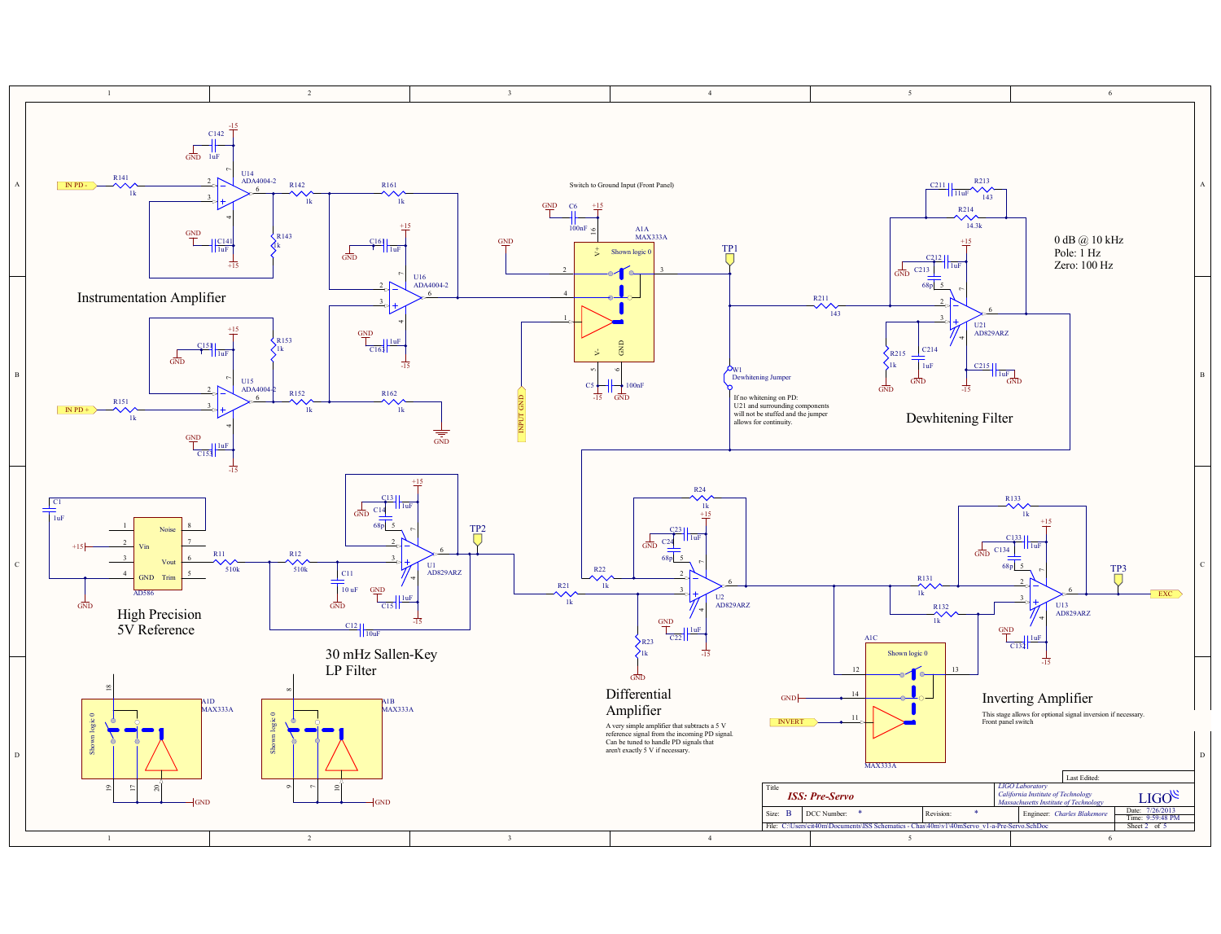## Instrumentation Amplifier

## High Precision 5V Reference

## 30 mHz Sallen-Key LP Filter

## Differential Amplifier

A very simple amplifier that subtracts a 5 V reference signal from the incoming PD signal. Can be tuned to handle PD signals that aren't exactly 5 V if necessary.

## Dewhitening Filter

0 dB @ 10 kHz
Pole: 1 Hz
Zero: 100 Hz

If no whitening on PD: U21 and surrounding components will not be stuffed and the jumper allows for continuity.

W1 Dewhitening Jumper

Switch to Ground Input (Front Panel)

## Inverting Amplifier

This stage allows for optional signal inversion if necessary. Front panel switch

| | |
|---|---|
| Title | *ISS: Pre-Servo* |
| | *LIGO Laboratory* / *California Institute of Technology* / *Massachusetts Institute of Technology* |
| Size: B | DCC Number: * |
| Revision: * | Engineer: *Charles Blakemore* |
| Date: 7/26/2013 | Time: 9:59:48 PM |
| Sheet 2 of 5 | |
| File: | C:\Users\cit40m\Documents\ISS Schematics - Chas\40m\v1\40mServo_v1-a-Pre-Servo.SchDoc |

Last Edited: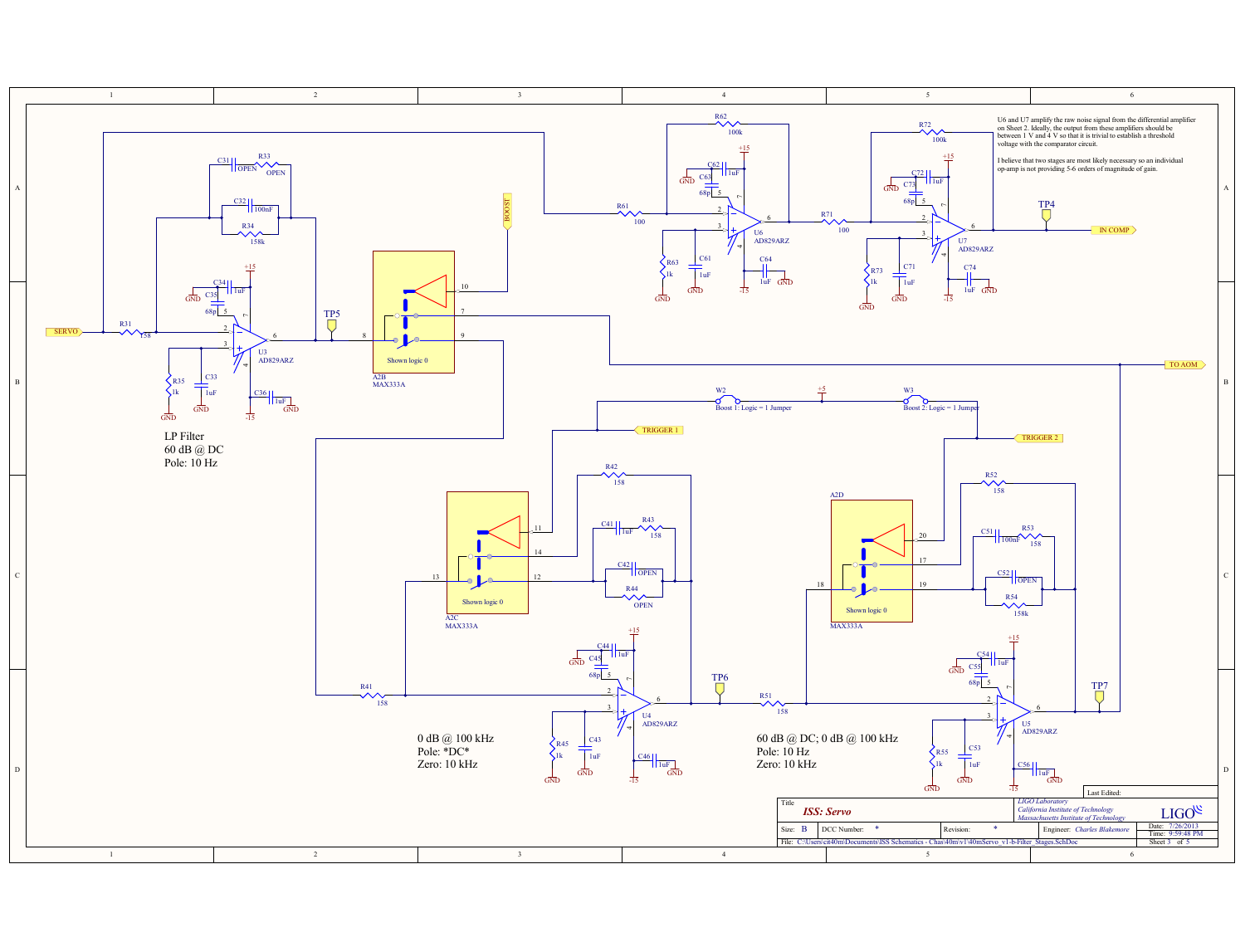U6 and U7 amplify the raw noise signal from the differential amplifier on Sheet 2. Ideally, the output from these amplifiers should be between 1 V and 4 V so that it is trivial to establish a threshold voltage with the comparator circuit.

I believe that two stages are most likely necessary so an individual op-amp is not providing 5-6 orders of magnitude of gain.

LP Filter
60 dB @ DC
Pole: 10 Hz

0 dB @ 100 kHz
Pole: *DC*
Zero: 10 kHz

60 dB @ DC; 0 dB @ 100 kHz
Pole: 10 Hz
Zero: 10 kHz

SERVO, R31 158, R35 1k, C33 1uF, C34 1uF, C35 68p, C36 1uF, U3 AD829ARZ, C31 OPEN, R33 OPEN, C32 100nF, R34 158k, TP5

A2B MAX333A, Shown logic 0, BOOST

R61 100, R62 100k, R63 1k, C61 1uF, C62 1uF, C63 68p, C64 1uF, U6 AD829ARZ

R71 100, R72 100k, R73 1k, C71 1uF, C72 1uF, C73 68p, C74 1uF, U7 AD829ARZ, TP4, IN COMP

TO AOM

W2 Boost 1: Logic = 1 Jumper, +5, W3 Boost 2: Logic = 1 Jumper, TRIGGER 1, TRIGGER 2

A2C MAX333A, Shown logic 0, R42 158, C41 1uF, R43 158, C42 OPEN, R44 OPEN, R41 158, C43 1uF, C44 1uF, C45 68p, C46 1uF, R45 1k, U4 AD829ARZ, TP6

A2D MAX333A, Shown logic 0, R52 158, C51 100nF, R53 158, C52 OPEN, R54 158k, R51 158, C53 1uF, C54 1uF, C55 68p, C56 1uF, R55 1k, U5 AD829ARZ, TP7

| Title | *ISS: Servo* | | LIGO Laboratory, California Institute of Technology, Massachusetts Institute of Technology |
|---|---|---|---|
| Size: B | DCC Number: * | Revision: * | Engineer: Charles Blakemore |
| Date: 7/26/2013 | Time: 9:59:48 PM | Sheet 3 of 5 | |
| File: C:\Users\cit40m\Documents\ISS Schematics - Chas\40m\v1\40mServo_v1-b-Filter_Stages.SchDoc | | | |

Last Edited: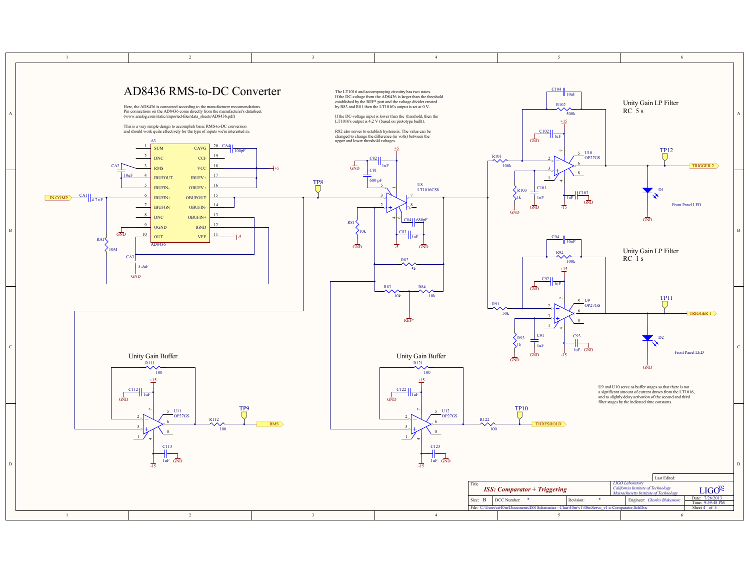# AD8436 RMS-to-DC Converter

Here, the AD8436 is connected according to the manufacturer recomendations. Pin connections on the AD8436 come directly from the manufacturer's datasheet. (www.analog.com/static/imported-files/data_sheets/AD8436.pdf)

This is a very simple design to accomplish basic RMS-to-DC conversion and should work quite effectively for the type of inputs we're interested in.

The LT1016 and accompanying circuitry has two states. If the DC-voltage from the AD8436 is larger than the threshold established by the REF* port and the voltage divider created by R83 and R81 then the LT1016's output is set at 0 V.

If the DC-voltage input is lower than the threshold, then the LT1016's output is 4.2 V (based on prototype built).

R82 also serves to establish hysteresis. The value can be changed to change the difference (in volts) between the upper and lower threshold voltages.

## Unity Gain LP Filter
RC 5 s

## Unity Gain LP Filter
RC 1 s

U9 and U10 serve as buffer stages so that there is not a significant amount of current drawn from the LT1016, and to slightly delay activation of the second and third filter stages by the indicated time constants.

Front Panel LED

Front Panel LED

## Unity Gain Buffer

## Unity Gain Buffer

A3 AD8436: 1 SUM, 2 DNC, 3 RMS, 4 IBUFOUT, 5 IBUFIN-, 6 IBUFIN+, 7 IBUFGN, 8 DNC, 9 OGND, 10 OUT, 11 VEE, 12 IGND, 13 OBUFIN+, 14 OBUFIN-, 15 OBUFOUT, 16 OBUFV+, 17 IBUFV+, 18 VCC, 19 CCF, 20 CAVG

Components: CA1 4.7 uF, CA2 10uF, CA3 3.3uF, CA4 100pF, RA1 10M, C81 680 pF, C82 1uF, C83 1uF, C84 680pF, R81 10k, R82 5k, R83 10k, R84 10k, U8 LT1016CS8, REF*, C101 1uF, C102 1uF, C103 1uF, C104 10uF, R101 100k, R102 500k, R103 1k, U10 OP27GS, C91 1uF, C92 1uF, C93 1uF, C94 10uF, R91 50k, R92 100k, R93 1k, U9 OP27GS, D1, D2, R111 100, R112 100, C112 1uF, C113 1uF, U11 OP27GS, R121 100, R122 100, C122 1uF, C123 1uF, U12 OP27GS

Ports: IN COMP, TRIGGER 2, TRIGGER 1, RMS, THRESHOLD

Test points: TP8, TP9, TP10, TP11, TP12

| Title | *ISS: Comparator + Triggering* | *LIGO Laboratory, California Institute of Technology, Massachusetts Institute of Technology* | LIGO |
|---|---|---|---|
| Size: B | DCC Number: * | Revision: * | Engineer: *Charles Blakemore* |
| Date: 7/26/2013 | Time: 9:59:48 PM | Sheet 4 of 5 | |
| File: C:\Users\ctt40m\Documents\ISS Schematics - Chas\40m\v1\40mServo_v1-c-Comparator.SchDoc | | | |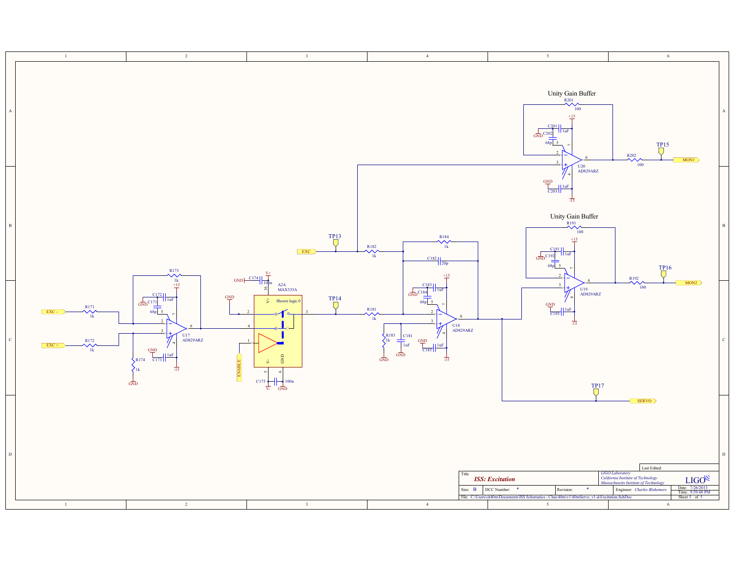Unity Gain Buffer

R201 100

+15

C201 1uF

C202 68p

GND

U20 AD829ARZ

R202 100

TP15

MON1

GND

C203 1uF

-15

Unity Gain Buffer

R191 100

+15

C191 1uF

C192 68p

GND

U19 AD829ARZ

R192 100

TP16

MON2

GND

C193 1uF

-15

TP13

EXC

R182 1k

R184 1k

C182 20p

+15

C183 1uF

C184 68p

GND

R181 1k

U18 AD829ARZ

R183 1k

C181 1uF

GND

C185 1uF

-15

TP14

V+

C174 100n

A2A MAX333A

Shown logic 0

ENABLE

V-

GND

C175 100n

R173 1k

+15

C172 1uF

C171 68p

EXC -

R171 1k

U17 AD829ARZ

EXC +

R172 1k

R174 1k

GND

C173 1uF

-15

TP17

SERVO

| | | |
|---|---|---|
| Title: *ISS: Excitation* | *LIGO Laboratory* *California Institute of Technology* *Massachusetts Institute of Technology* | LIGO |
| Size: B | DCC Number: * | Revision: * |
| Engineer: *Charles Blakemore* | Date: 7/26/2013 | Time: 9:59:48 PM |
| Sheet 5 of 5 | Last Edited: | |

File: C:\Users\ctt40m\Documents\ISS Schematics - Chas\40m\v1\40mServo_v1-d-Excitation.SchDoc